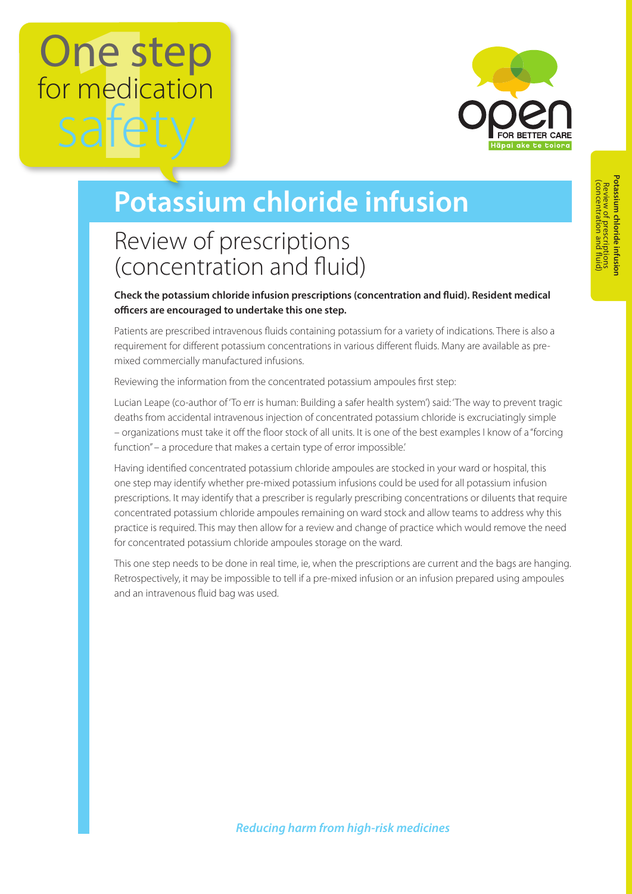# One step for medication safety

# Potassium chloride infusion

## Review of prescriptions (concentration and fluid)

**Check the potassium chloride infusion prescriptions (concentration and fluid). Resident medical officers are encouraged to undertake this one step.**

Patients are prescribed intravenous fluids containing potassium for a variety of indications. There is also a requirement for different potassium concentrations in various different fluids. Many are available as pre-mixed commercially manufactured infusions.

Reviewing the information from the concentrated potassium ampoules first step:

Lucian Leape (co-author of 'To err is human: Building a safer health system') said: 'The way to prevent tragic deaths from accidental intravenous injection of concentrated potassium chloride is excruciatingly simple – organizations must take it off the floor stock of all units. It is one of the best examples I know of a "forcing function" – a procedure that makes a certain type of error impossible.'

Having identified concentrated potassium chloride ampoules are stocked in your ward or hospital, this one step may identify whether pre-mixed potassium infusions could be used for all potassium infusion prescriptions. It may identify that a prescriber is regularly prescribing concentrations or diluents that require concentrated potassium chloride ampoules remaining on ward stock and allow teams to address why this practice is required. This may then allow for a review and change of practice which would remove the need for concentrated potassium chloride ampoules storage on the ward.

This one step needs to be done in real time, ie, when the prescriptions are current and the bags are hanging. Retrospectively, it may be impossible to tell if a pre-mixed infusion or an infusion prepared using ampoules and an intravenous fluid bag was used.

*Reducing harm from high-risk medicines*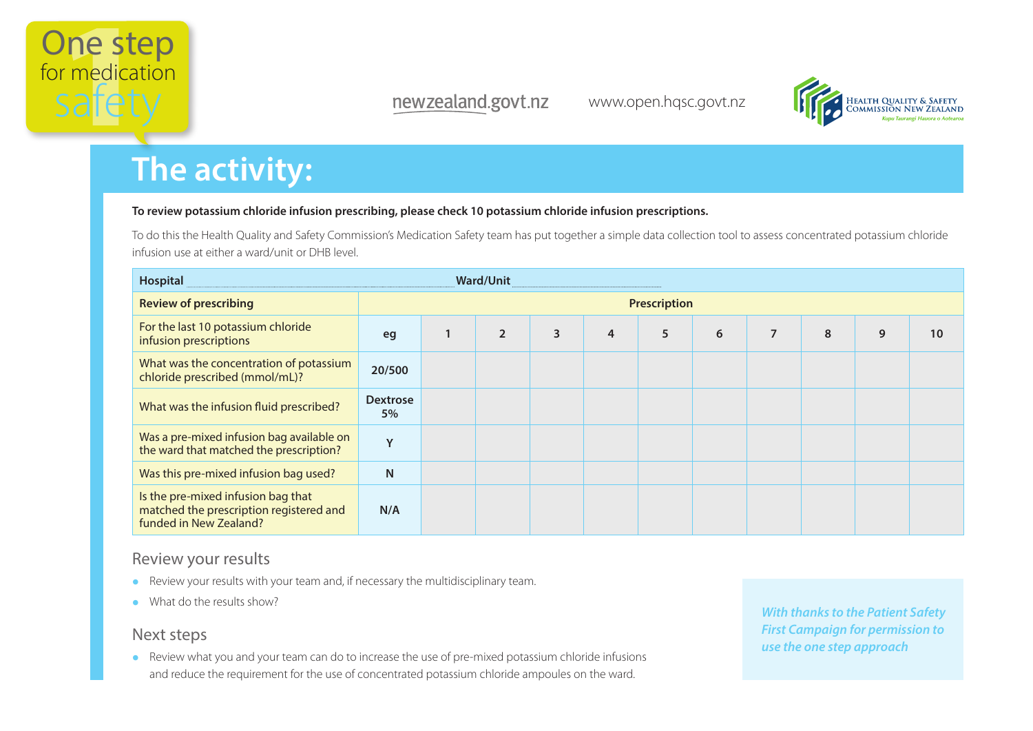One step for medication safety

newzealand.govt.nz www.open.hqsc.govt.nz

Health Quality & Safety Commission New Zealand
Kupu Taurangi Hauora o Aotearoa

# The activity:

**To review potassium chloride infusion prescribing, please check 10 potassium chloride infusion prescriptions.**

To do this the Health Quality and Safety Commission's Medication Safety team has put together a simple data collection tool to assess concentrated potassium chloride infusion use at either a ward/unit or DHB level.

| **Hospital** | **Ward/Unit** | | | | | | | | | | |
|---|---|---|---|---|---|---|---|---|---|---|---|
| **Review of prescribing** | **Prescription** | | | | | | | | | | |
| For the last 10 potassium chloride infusion prescriptions | **eg** | **1** | **2** | **3** | **4** | **5** | **6** | **7** | **8** | **9** | **10** |
| What was the concentration of potassium chloride prescribed (mmol/mL)? | **20/500** | | | | | | | | | | |
| What was the infusion fluid prescribed? | **Dextrose 5%** | | | | | | | | | | |
| Was a pre-mixed infusion bag available on the ward that matched the prescription? | **Y** | | | | | | | | | | |
| Was this pre-mixed infusion bag used? | **N** | | | | | | | | | | |
| Is the pre-mixed infusion bag that matched the prescription registered and funded in New Zealand? | **N/A** | | | | | | | | | | |

## Review your results

- Review your results with your team and, if necessary the multidisciplinary team.
- What do the results show?

## Next steps

- Review what you and your team can do to increase the use of pre-mixed potassium chloride infusions and reduce the requirement for the use of concentrated potassium chloride ampoules on the ward.

*With thanks to the Patient Safety First Campaign for permission to use the one step approach*